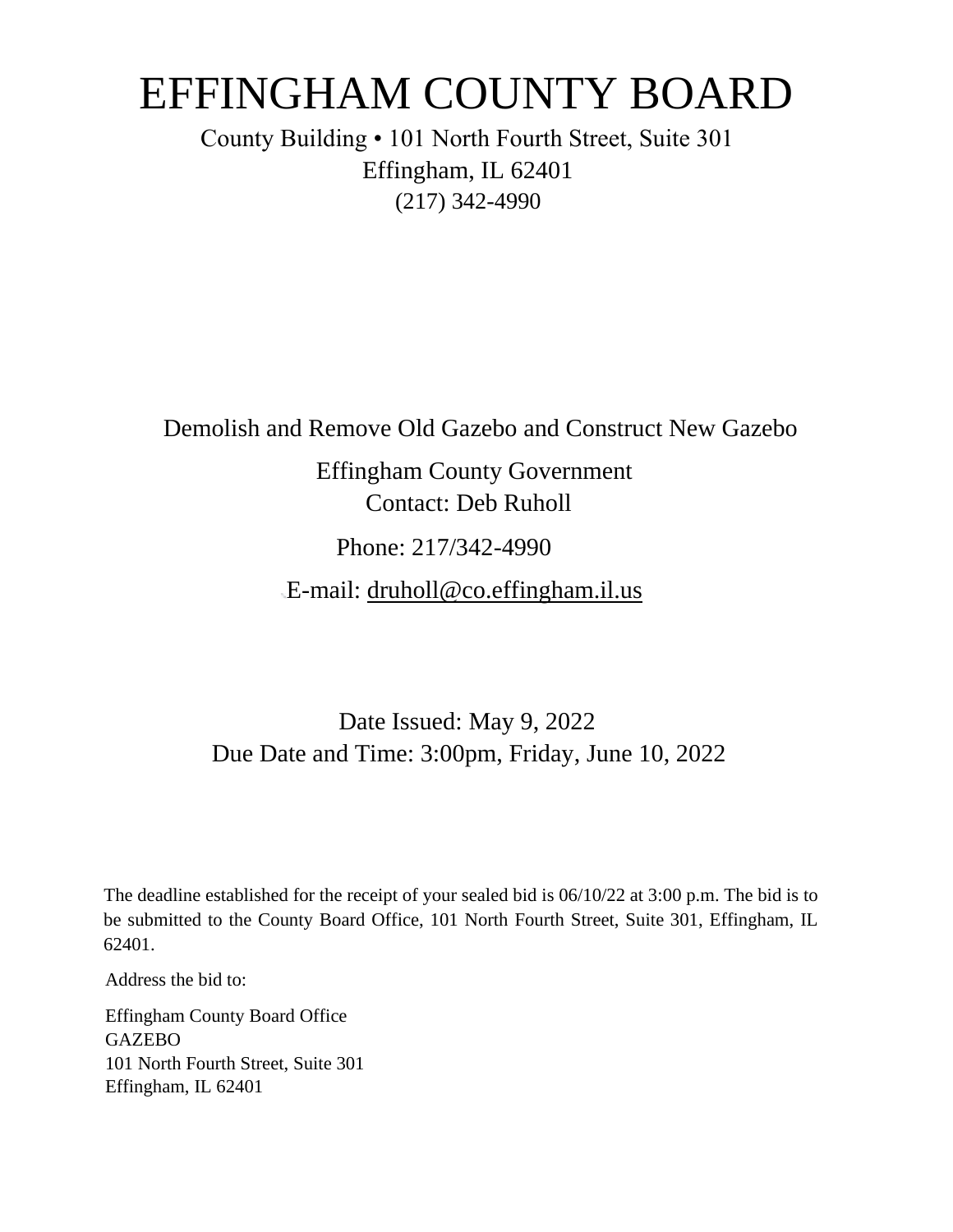# EFFINGHAM COUNTY BOARD

County Building • 101 North Fourth Street, Suite 301
Effingham, IL 62401
(217) 342-4990

Demolish and Remove Old Gazebo and Construct New Gazebo

Effingham County Government
Contact: Deb Ruholl

Phone: 217/342-4990

E-mail: druholl@co.effingham.il.us

Date Issued: May 9, 2022
Due Date and Time: 3:00pm, Friday, June 10, 2022

The deadline established for the receipt of your sealed bid is 06/10/22 at 3:00 p.m. The bid is to be submitted to the County Board Office, 101 North Fourth Street, Suite 301, Effingham, IL 62401.

Address the bid to:

Effingham County Board Office
GAZEBO
101 North Fourth Street, Suite 301
Effingham, IL 62401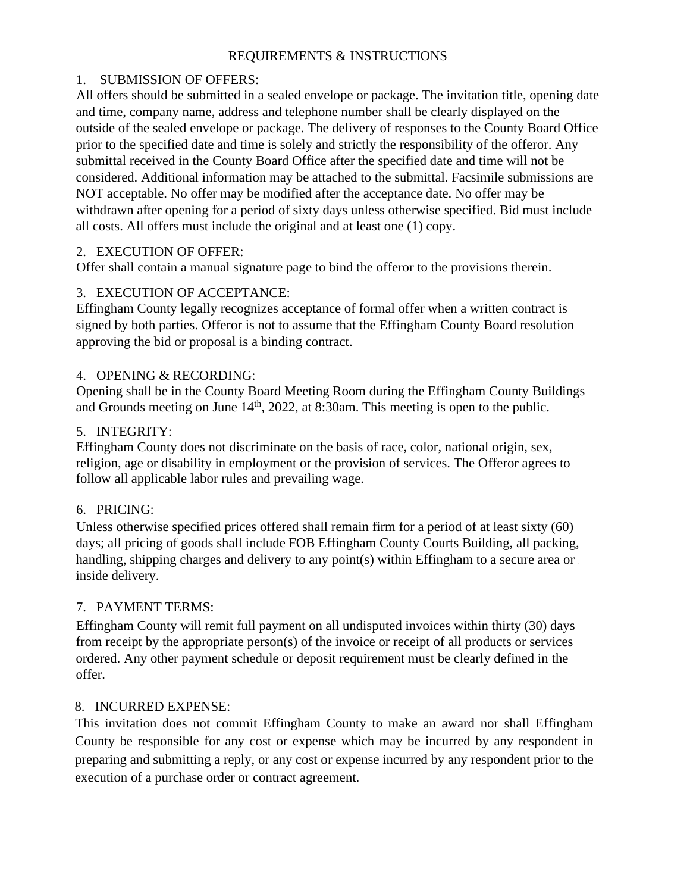# REQUIREMENTS & INSTRUCTIONS

## 1. SUBMISSION OF OFFERS:

All offers should be submitted in a sealed envelope or package. The invitation title, opening date and time, company name, address and telephone number shall be clearly displayed on the outside of the sealed envelope or package. The delivery of responses to the County Board Office prior to the specified date and time is solely and strictly the responsibility of the offeror. Any submittal received in the County Board Office after the specified date and time will not be considered. Additional information may be attached to the submittal. Facsimile submissions are NOT acceptable. No offer may be modified after the acceptance date. No offer may be withdrawn after opening for a period of sixty days unless otherwise specified. Bid must include all costs. All offers must include the original and at least one (1) copy.

## 2. EXECUTION OF OFFER:

Offer shall contain a manual signature page to bind the offeror to the provisions therein.

## 3. EXECUTION OF ACCEPTANCE:

Effingham County legally recognizes acceptance of formal offer when a written contract is signed by both parties. Offeror is not to assume that the Effingham County Board resolution approving the bid or proposal is a binding contract.

## 4. OPENING & RECORDING:

Opening shall be in the County Board Meeting Room during the Effingham County Buildings and Grounds meeting on June 14th, 2022, at 8:30am. This meeting is open to the public.

## 5. INTEGRITY:

Effingham County does not discriminate on the basis of race, color, national origin, sex, religion, age or disability in employment or the provision of services. The Offeror agrees to follow all applicable labor rules and prevailing wage.

## 6. PRICING:

Unless otherwise specified prices offered shall remain firm for a period of at least sixty (60) days; all pricing of goods shall include FOB Effingham County Courts Building, all packing, handling, shipping charges and delivery to any point(s) within Effingham to a secure area or inside delivery.

## 7. PAYMENT TERMS:

Effingham County will remit full payment on all undisputed invoices within thirty (30) days from receipt by the appropriate person(s) of the invoice or receipt of all products or services ordered. Any other payment schedule or deposit requirement must be clearly defined in the offer.

## 8. INCURRED EXPENSE:

This invitation does not commit Effingham County to make an award nor shall Effingham County be responsible for any cost or expense which may be incurred by any respondent in preparing and submitting a reply, or any cost or expense incurred by any respondent prior to the execution of a purchase order or contract agreement.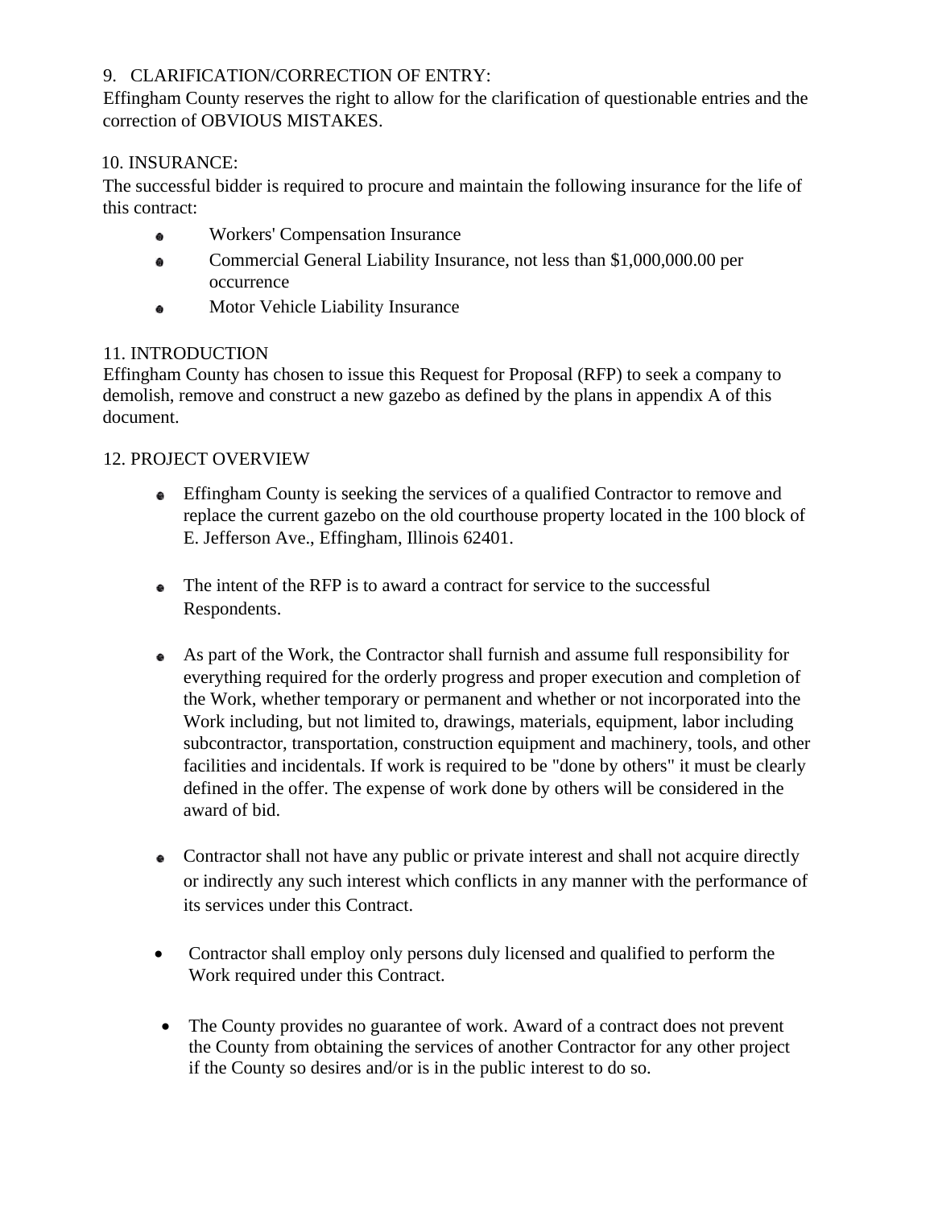## 9. CLARIFICATION/CORRECTION OF ENTRY:

Effingham County reserves the right to allow for the clarification of questionable entries and the correction of OBVIOUS MISTAKES.

## 10. INSURANCE:

The successful bidder is required to procure and maintain the following insurance for the life of this contract:

- Workers' Compensation Insurance
- Commercial General Liability Insurance, not less than $1,000,000.00 per occurrence
- Motor Vehicle Liability Insurance

## 11. INTRODUCTION

Effingham County has chosen to issue this Request for Proposal (RFP) to seek a company to demolish, remove and construct a new gazebo as defined by the plans in appendix A of this document.

## 12. PROJECT OVERVIEW

- Effingham County is seeking the services of a qualified Contractor to remove and replace the current gazebo on the old courthouse property located in the 100 block of E. Jefferson Ave., Effingham, Illinois 62401.

- The intent of the RFP is to award a contract for service to the successful Respondents.

- As part of the Work, the Contractor shall furnish and assume full responsibility for everything required for the orderly progress and proper execution and completion of the Work, whether temporary or permanent and whether or not incorporated into the Work including, but not limited to, drawings, materials, equipment, labor including subcontractor, transportation, construction equipment and machinery, tools, and other facilities and incidentals. If work is required to be "done by others" it must be clearly defined in the offer. The expense of work done by others will be considered in the award of bid.

- Contractor shall not have any public or private interest and shall not acquire directly or indirectly any such interest which conflicts in any manner with the performance of its services under this Contract.

- Contractor shall employ only persons duly licensed and qualified to perform the Work required under this Contract.

- The County provides no guarantee of work. Award of a contract does not prevent the County from obtaining the services of another Contractor for any other project if the County so desires and/or is in the public interest to do so.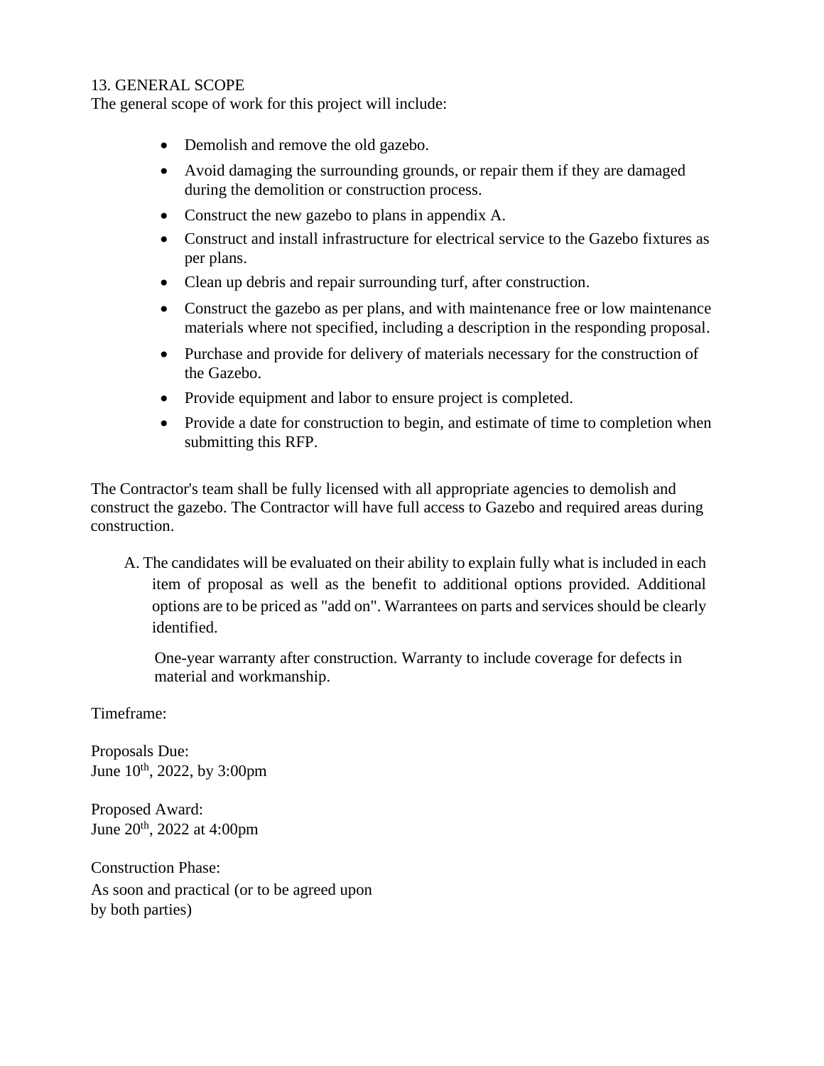13. GENERAL SCOPE
The general scope of work for this project will include:

- Demolish and remove the old gazebo.
- Avoid damaging the surrounding grounds, or repair them if they are damaged during the demolition or construction process.
- Construct the new gazebo to plans in appendix A.
- Construct and install infrastructure for electrical service to the Gazebo fixtures as per plans.
- Clean up debris and repair surrounding turf, after construction.
- Construct the gazebo as per plans, and with maintenance free or low maintenance materials where not specified, including a description in the responding proposal.
- Purchase and provide for delivery of materials necessary for the construction of the Gazebo.
- Provide equipment and labor to ensure project is completed.
- Provide a date for construction to begin, and estimate of time to completion when submitting this RFP.

The Contractor's team shall be fully licensed with all appropriate agencies to demolish and construct the gazebo. The Contractor will have full access to Gazebo and required areas during construction.

A. The candidates will be evaluated on their ability to explain fully what is included in each item of proposal as well as the benefit to additional options provided. Additional options are to be priced as "add on". Warrantees on parts and services should be clearly identified.

One-year warranty after construction. Warranty to include coverage for defects in material and workmanship.

Timeframe:

Proposals Due:
June 10th, 2022, by 3:00pm

Proposed Award:
June 20th, 2022 at 4:00pm

Construction Phase:
As soon and practical (or to be agreed upon by both parties)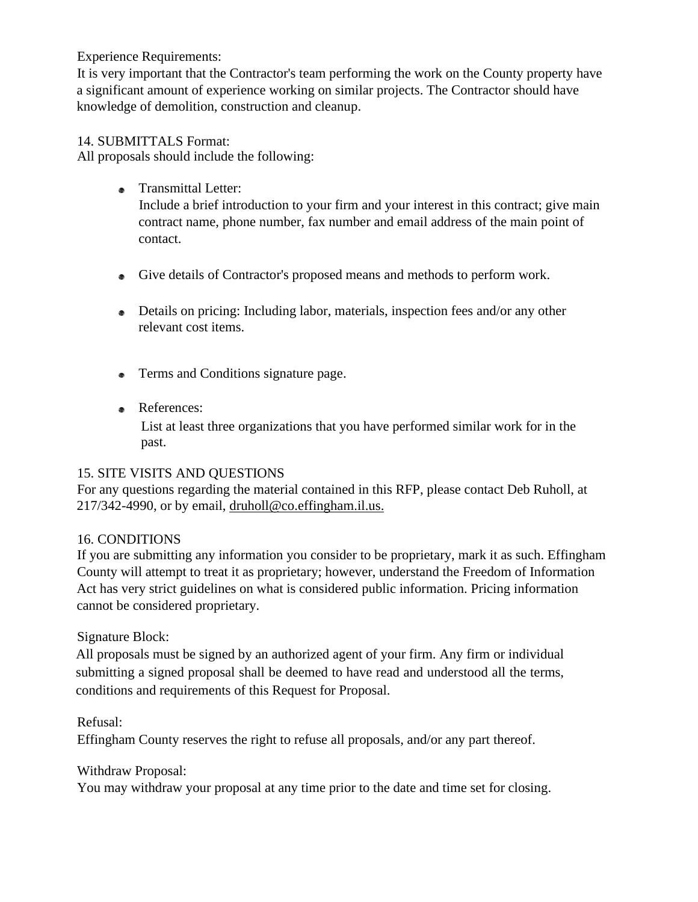Experience Requirements:
It is very important that the Contractor's team performing the work on the County property have a significant amount of experience working on similar projects. The Contractor should have knowledge of demolition, construction and cleanup.

## 14. SUBMITTALS Format:

All proposals should include the following:

- Transmittal Letter:
  Include a brief introduction to your firm and your interest in this contract; give main contract name, phone number, fax number and email address of the main point of contact.

- Give details of Contractor's proposed means and methods to perform work.

- Details on pricing: Including labor, materials, inspection fees and/or any other relevant cost items.

- Terms and Conditions signature page.

- References:
  List at least three organizations that you have performed similar work for in the past.

## 15. SITE VISITS AND QUESTIONS

For any questions regarding the material contained in this RFP, please contact Deb Ruholl, at 217/342-4990, or by email, druholl@co.effingham.il.us.

## 16. CONDITIONS

If you are submitting any information you consider to be proprietary, mark it as such. Effingham County will attempt to treat it as proprietary; however, understand the Freedom of Information Act has very strict guidelines on what is considered public information. Pricing information cannot be considered proprietary.

Signature Block:
All proposals must be signed by an authorized agent of your firm. Any firm or individual submitting a signed proposal shall be deemed to have read and understood all the terms, conditions and requirements of this Request for Proposal.

Refusal:
Effingham County reserves the right to refuse all proposals, and/or any part thereof.

Withdraw Proposal:
You may withdraw your proposal at any time prior to the date and time set for closing.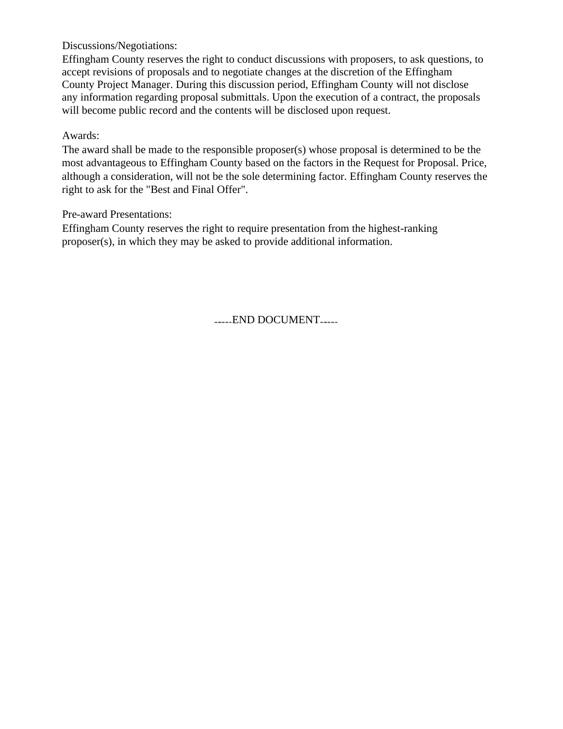Discussions/Negotiations:
Effingham County reserves the right to conduct discussions with proposers, to ask questions, to accept revisions of proposals and to negotiate changes at the discretion of the Effingham County Project Manager. During this discussion period, Effingham County will not disclose any information regarding proposal submittals. Upon the execution of a contract, the proposals will become public record and the contents will be disclosed upon request.

Awards:
The award shall be made to the responsible proposer(s) whose proposal is determined to be the most advantageous to Effingham County based on the factors in the Request for Proposal. Price, although a consideration, will not be the sole determining factor. Effingham County reserves the right to ask for the "Best and Final Offer".

Pre-award Presentations:
Effingham County reserves the right to require presentation from the highest-ranking proposer(s), in which they may be asked to provide additional information.

-----END DOCUMENT-----